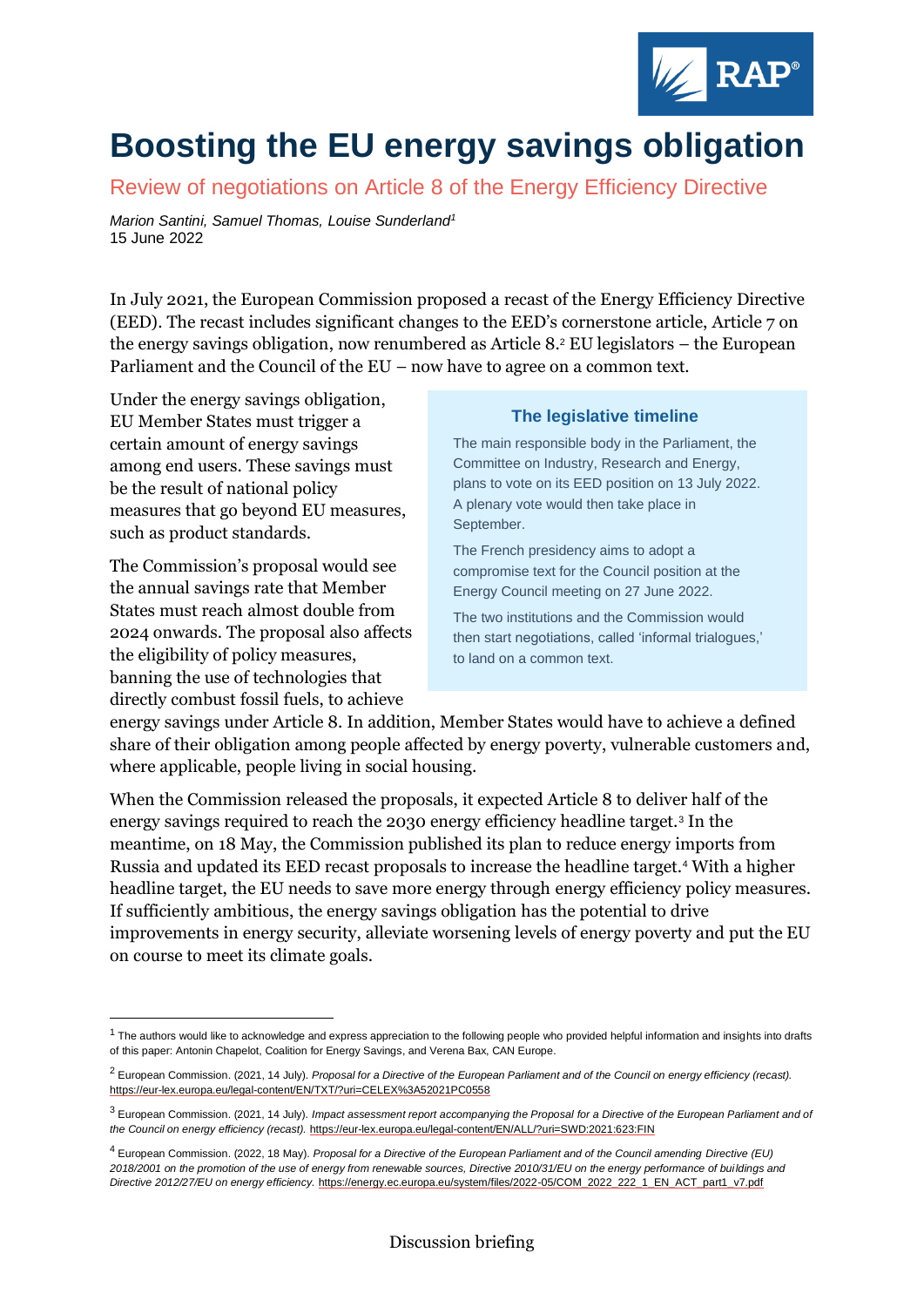# Boosting the EU energy savings obligation

## Review of negotiations on Article 8 of the Energy Efficiency Directive

*Marion Santini, Samuel Thomas, Louise Sunderland*[1]
15 June 2022

In July 2021, the European Commission proposed a recast of the Energy Efficiency Directive (EED). The recast includes significant changes to the EED's cornerstone article, Article 7 on the energy savings obligation, now renumbered as Article 8.[2] EU legislators – the European Parliament and the Council of the EU – now have to agree on a common text.

Under the energy savings obligation, EU Member States must trigger a certain amount of energy savings among end users. These savings must be the result of national policy measures that go beyond EU measures, such as product standards.

The Commission's proposal would see the annual savings rate that Member States must reach almost double from 2024 onwards. The proposal also affects the eligibility of policy measures, banning the use of technologies that directly combust fossil fuels, to achieve energy savings under Article 8. In addition, Member States would have to achieve a defined share of their obligation among people affected by energy poverty, vulnerable customers and, where applicable, people living in social housing.

> **The legislative timeline**
>
> The main responsible body in the Parliament, the Committee on Industry, Research and Energy, plans to vote on its EED position on 13 July 2022. A plenary vote would then take place in September.
>
> The French presidency aims to adopt a compromise text for the Council position at the Energy Council meeting on 27 June 2022.
>
> The two institutions and the Commission would then start negotiations, called 'informal trialogues,' to land on a common text.

When the Commission released the proposals, it expected Article 8 to deliver half of the energy savings required to reach the 2030 energy efficiency headline target.[3] In the meantime, on 18 May, the Commission published its plan to reduce energy imports from Russia and updated its EED recast proposals to increase the headline target.[4] With a higher headline target, the EU needs to save more energy through energy efficiency policy measures. If sufficiently ambitious, the energy savings obligation has the potential to drive improvements in energy security, alleviate worsening levels of energy poverty and put the EU on course to meet its climate goals.

---

[1] The authors would like to acknowledge and express appreciation to the following people who provided helpful information and insights into drafts of this paper: Antonin Chapelot, Coalition for Energy Savings, and Verena Bax, CAN Europe.

[2] European Commission. (2021, 14 July). *Proposal for a Directive of the European Parliament and of the Council on energy efficiency (recast).* https://eur-lex.europa.eu/legal-content/EN/TXT/?uri=CELEX%3A52021PC0558

[3] European Commission. (2021, 14 July). *Impact assessment report accompanying the Proposal for a Directive of the European Parliament and of the Council on energy efficiency (recast).* https://eur-lex.europa.eu/legal-content/EN/ALL/?uri=SWD:2021:623:FIN

[4] European Commission. (2022, 18 May). *Proposal for a Directive of the European Parliament and of the Council amending Directive (EU) 2018/2001 on the promotion of the use of energy from renewable sources, Directive 2010/31/EU on the energy performance of buildings and Directive 2012/27/EU on energy efficiency.* https://energy.ec.europa.eu/system/files/2022-05/COM_2022_222_1_EN_ACT_part1_v7.pdf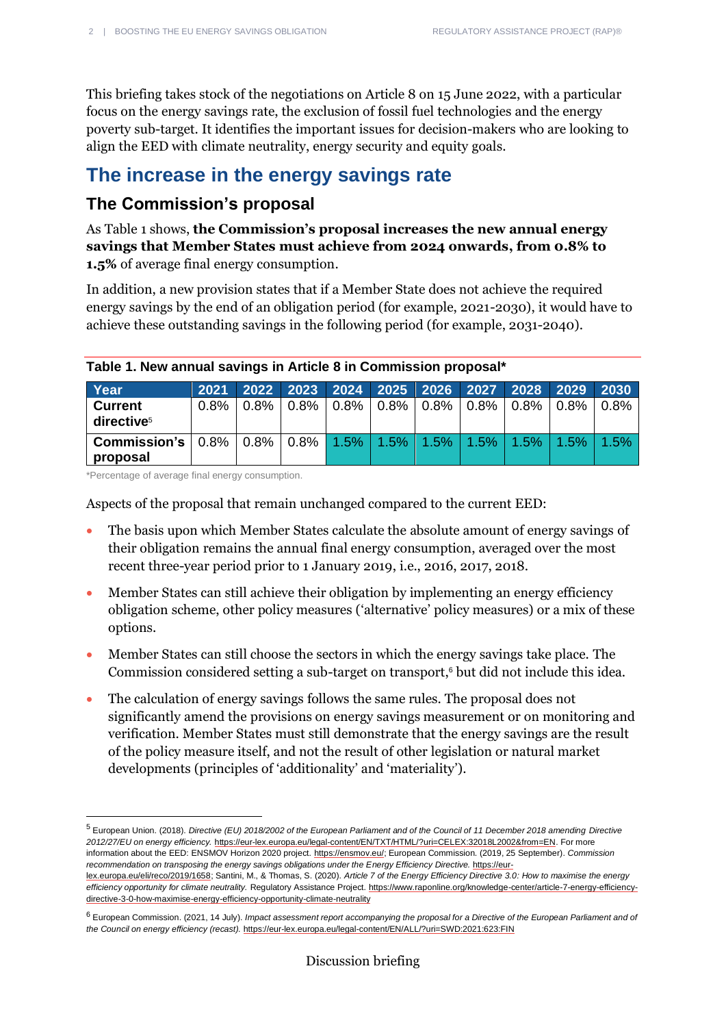This briefing takes stock of the negotiations on Article 8 on 15 June 2022, with a particular focus on the energy savings rate, the exclusion of fossil fuel technologies and the energy poverty sub-target. It identifies the important issues for decision-makers who are looking to align the EED with climate neutrality, energy security and equity goals.

# The increase in the energy savings rate

## The Commission's proposal

As Table 1 shows, **the Commission's proposal increases the new annual energy savings that Member States must achieve from 2024 onwards, from 0.8% to 1.5%** of average final energy consumption.

In addition, a new provision states that if a Member State does not achieve the required energy savings by the end of an obligation period (for example, 2021-2030), it would have to achieve these outstanding savings in the following period (for example, 2031-2040).

**Table 1. New annual savings in Article 8 in Commission proposal***

| Year | 2021 | 2022 | 2023 | 2024 | 2025 | 2026 | 2027 | 2028 | 2029 | 2030 |
|---|---|---|---|---|---|---|---|---|---|---|
| **Current directive**[5] | 0.8% | 0.8% | 0.8% | 0.8% | 0.8% | 0.8% | 0.8% | 0.8% | 0.8% | 0.8% |
| **Commission's proposal** | 0.8% | 0.8% | 0.8% | 1.5% | 1.5% | 1.5% | 1.5% | 1.5% | 1.5% | 1.5% |

*Percentage of average final energy consumption.

Aspects of the proposal that remain unchanged compared to the current EED:

- The basis upon which Member States calculate the absolute amount of energy savings of their obligation remains the annual final energy consumption, averaged over the most recent three-year period prior to 1 January 2019, i.e., 2016, 2017, 2018.
- Member States can still achieve their obligation by implementing an energy efficiency obligation scheme, other policy measures ('alternative' policy measures) or a mix of these options.
- Member States can still choose the sectors in which the energy savings take place. The Commission considered setting a sub-target on transport,[6] but did not include this idea.
- The calculation of energy savings follows the same rules. The proposal does not significantly amend the provisions on energy savings measurement or on monitoring and verification. Member States must still demonstrate that the energy savings are the result of the policy measure itself, and not the result of other legislation or natural market developments (principles of 'additionality' and 'materiality').

---

[5] European Union. (2018). *Directive (EU) 2018/2002 of the European Parliament and of the Council of 11 December 2018 amending Directive 2012/27/EU on energy efficiency.* https://eur-lex.europa.eu/legal-content/EN/TXT/HTML/?uri=CELEX:32018L2002&from=EN. For more information about the EED: ENSMOV Horizon 2020 project. https://ensmov.eu/; European Commission. (2019, 25 September). *Commission recommendation on transposing the energy savings obligations under the Energy Efficiency Directive.* https://eur-lex.europa.eu/eli/reco/2019/1658; Santini, M., & Thomas, S. (2020). *Article 7 of the Energy Efficiency Directive 3.0: How to maximise the energy efficiency opportunity for climate neutrality.* Regulatory Assistance Project. https://www.raponline.org/knowledge-center/article-7-energy-efficiency-directive-3-0-how-maximise-energy-efficiency-opportunity-climate-neutrality

[6] European Commission. (2021, 14 July). *Impact assessment report accompanying the proposal for a Directive of the European Parliament and of the Council on energy efficiency (recast).* https://eur-lex.europa.eu/legal-content/EN/ALL/?uri=SWD:2021:623:FIN

Discussion briefing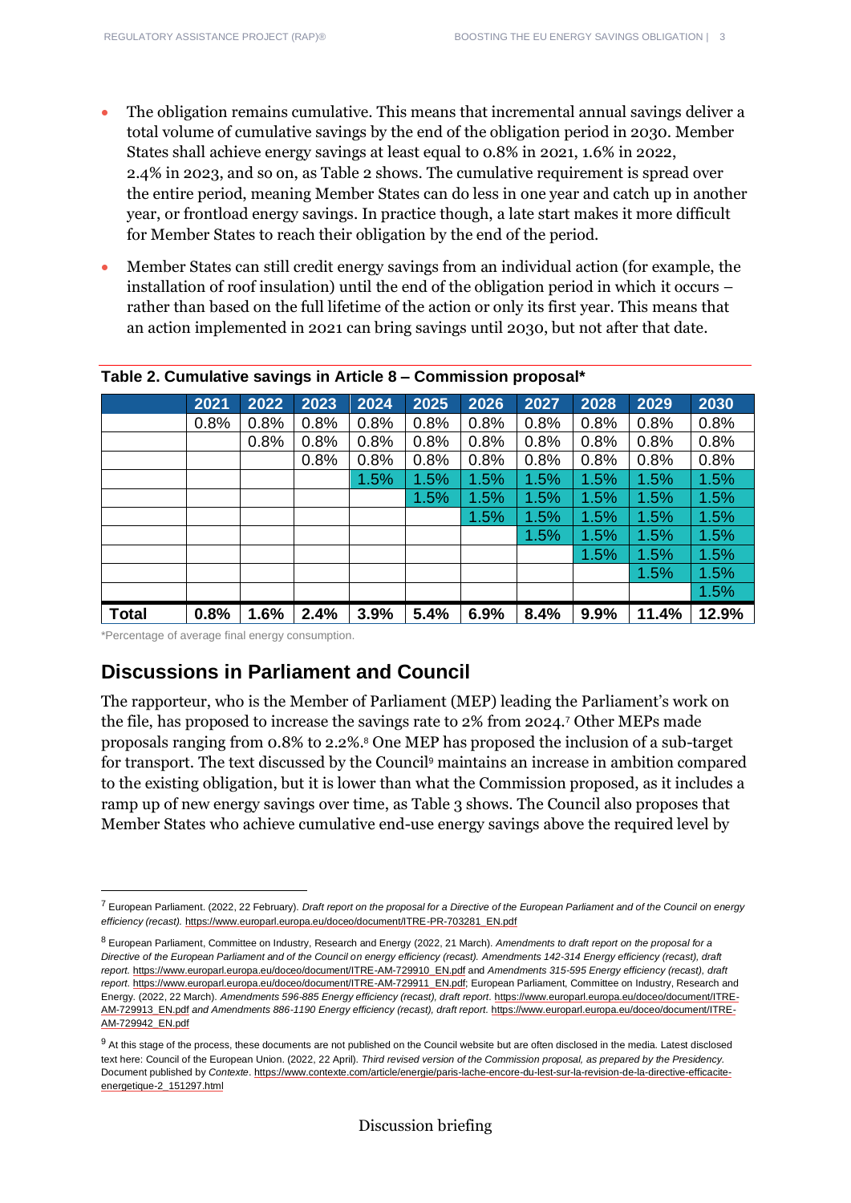- The obligation remains cumulative. This means that incremental annual savings deliver a total volume of cumulative savings by the end of the obligation period in 2030. Member States shall achieve energy savings at least equal to 0.8% in 2021, 1.6% in 2022, 2.4% in 2023, and so on, as Table 2 shows. The cumulative requirement is spread over the entire period, meaning Member States can do less in one year and catch up in another year, or frontload energy savings. In practice though, a late start makes it more difficult for Member States to reach their obligation by the end of the period.
- Member States can still credit energy savings from an individual action (for example, the installation of roof insulation) until the end of the obligation period in which it occurs – rather than based on the full lifetime of the action or only its first year. This means that an action implemented in 2021 can bring savings until 2030, but not after that date.

**Table 2. Cumulative savings in Article 8 – Commission proposal***

| | 2021 | 2022 | 2023 | 2024 | 2025 | 2026 | 2027 | 2028 | 2029 | 2030 |
|---|---|---|---|---|---|---|---|---|---|---|
| | 0.8% | 0.8% | 0.8% | 0.8% | 0.8% | 0.8% | 0.8% | 0.8% | 0.8% | 0.8% |
| | | 0.8% | 0.8% | 0.8% | 0.8% | 0.8% | 0.8% | 0.8% | 0.8% | 0.8% |
| | | | 0.8% | 0.8% | 0.8% | 0.8% | 0.8% | 0.8% | 0.8% | 0.8% |
| | | | | 1.5% | 1.5% | 1.5% | 1.5% | 1.5% | 1.5% | 1.5% |
| | | | | | 1.5% | 1.5% | 1.5% | 1.5% | 1.5% | 1.5% |
| | | | | | | 1.5% | 1.5% | 1.5% | 1.5% | 1.5% |
| | | | | | | | 1.5% | 1.5% | 1.5% | 1.5% |
| | | | | | | | | 1.5% | 1.5% | 1.5% |
| | | | | | | | | | 1.5% | 1.5% |
| | | | | | | | | | | 1.5% |
| **Total** | **0.8%** | **1.6%** | **2.4%** | **3.9%** | **5.4%** | **6.9%** | **8.4%** | **9.9%** | **11.4%** | **12.9%** |

*Percentage of average final energy consumption.

## Discussions in Parliament and Council

The rapporteur, who is the Member of Parliament (MEP) leading the Parliament's work on the file, has proposed to increase the savings rate to 2% from 2024.[7] Other MEPs made proposals ranging from 0.8% to 2.2%.[8] One MEP has proposed the inclusion of a sub-target for transport. The text discussed by the Council[9] maintains an increase in ambition compared to the existing obligation, but it is lower than what the Commission proposed, as it includes a ramp up of new energy savings over time, as Table 3 shows. The Council also proposes that Member States who achieve cumulative end-use energy savings above the required level by

[7] European Parliament. (2022, 22 February). *Draft report on the proposal for a Directive of the European Parliament and of the Council on energy efficiency (recast).* https://www.europarl.europa.eu/doceo/document/ITRE-PR-703281_EN.pdf

[8] European Parliament, Committee on Industry, Research and Energy (2022, 21 March). *Amendments to draft report on the proposal for a Directive of the European Parliament and of the Council on energy efficiency (recast). Amendments 142-314 Energy efficiency (recast), draft report.* https://www.europarl.europa.eu/doceo/document/ITRE-AM-729910_EN.pdf and *Amendments 315-595 Energy efficiency (recast), draft report.* https://www.europarl.europa.eu/doceo/document/ITRE-AM-729911_EN.pdf; European Parliament, Committee on Industry, Research and Energy. (2022, 22 March). *Amendments 596-885 Energy efficiency (recast), draft report*. https://www.europarl.europa.eu/doceo/document/ITRE-AM-729913_EN.pdf *and Amendments 886-1190 Energy efficiency (recast), draft report.* https://www.europarl.europa.eu/doceo/document/ITRE-AM-729942_EN.pdf

[9] At this stage of the process, these documents are not published on the Council website but are often disclosed in the media. Latest disclosed text here: Council of the European Union. (2022, 22 April). *Third revised version of the Commission proposal, as prepared by the Presidency.* Document published by *Contexte*. https://www.contexte.com/article/energie/paris-lache-encore-du-lest-sur-la-revision-de-la-directive-efficacite-energetique-2_151297.html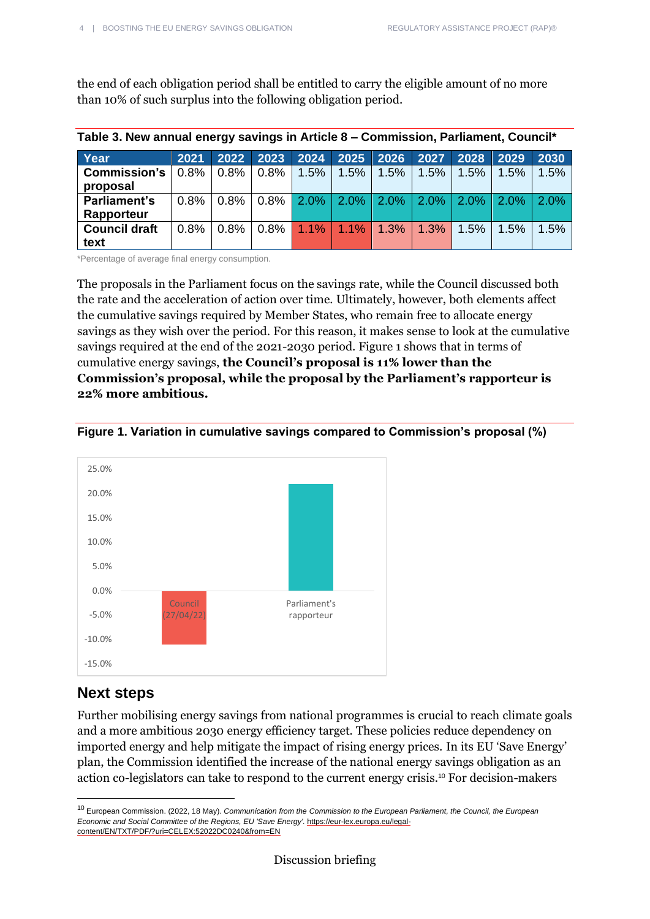the end of each obligation period shall be entitled to carry the eligible amount of no more than 10% of such surplus into the following obligation period.

**Table 3. New annual energy savings in Article 8 – Commission, Parliament, Council***

| Year | 2021 | 2022 | 2023 | 2024 | 2025 | 2026 | 2027 | 2028 | 2029 | 2030 |
|---|---|---|---|---|---|---|---|---|---|---|
| **Commission's proposal** | 0.8% | 0.8% | 0.8% | 1.5% | 1.5% | 1.5% | 1.5% | 1.5% | 1.5% | 1.5% |
| **Parliament's Rapporteur** | 0.8% | 0.8% | 0.8% | 2.0% | 2.0% | 2.0% | 2.0% | 2.0% | 2.0% | 2.0% |
| **Council draft text** | 0.8% | 0.8% | 0.8% | 1.1% | 1.1% | 1.3% | 1.3% | 1.5% | 1.5% | 1.5% |

*Percentage of average final energy consumption.

The proposals in the Parliament focus on the savings rate, while the Council discussed both the rate and the acceleration of action over time. Ultimately, however, both elements affect the cumulative savings required by Member States, who remain free to allocate energy savings as they wish over the period. For this reason, it makes sense to look at the cumulative savings required at the end of the 2021-2030 period. Figure 1 shows that in terms of cumulative energy savings, **the Council's proposal is 11% lower than the Commission's proposal, while the proposal by the Parliament's rapporteur is 22% more ambitious.**

**Figure 1. Variation in cumulative savings compared to Commission's proposal (%)**

## Next steps

Further mobilising energy savings from national programmes is crucial to reach climate goals and a more ambitious 2030 energy efficiency target. These policies reduce dependency on imported energy and help mitigate the impact of rising energy prices. In its EU 'Save Energy' plan, the Commission identified the increase of the national energy savings obligation as an action co-legislators can take to respond to the current energy crisis.[10] For decision-makers

[10] European Commission. (2022, 18 May). *Communication from the Commission to the European Parliament, the Council, the European Economic and Social Committee of the Regions, EU 'Save Energy'*. https://eur-lex.europa.eu/legal-content/EN/TXT/PDF/?uri=CELEX:52022DC0240&from=EN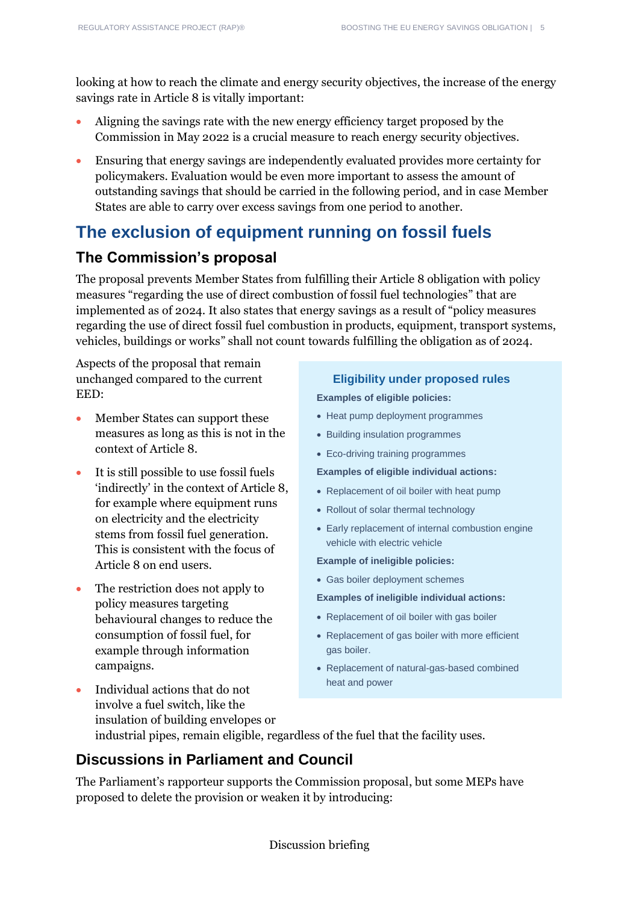looking at how to reach the climate and energy security objectives, the increase of the energy savings rate in Article 8 is vitally important:

- Aligning the savings rate with the new energy efficiency target proposed by the Commission in May 2022 is a crucial measure to reach energy security objectives.
- Ensuring that energy savings are independently evaluated provides more certainty for policymakers. Evaluation would be even more important to assess the amount of outstanding savings that should be carried in the following period, and in case Member States are able to carry over excess savings from one period to another.

# The exclusion of equipment running on fossil fuels

## The Commission's proposal

The proposal prevents Member States from fulfilling their Article 8 obligation with policy measures "regarding the use of direct combustion of fossil fuel technologies" that are implemented as of 2024. It also states that energy savings as a result of "policy measures regarding the use of direct fossil fuel combustion in products, equipment, transport systems, vehicles, buildings or works" shall not count towards fulfilling the obligation as of 2024.

Aspects of the proposal that remain unchanged compared to the current EED:

- Member States can support these measures as long as this is not in the context of Article 8.
- It is still possible to use fossil fuels 'indirectly' in the context of Article 8, for example where equipment runs on electricity and the electricity stems from fossil fuel generation. This is consistent with the focus of Article 8 on end users.
- The restriction does not apply to policy measures targeting behavioural changes to reduce the consumption of fossil fuel, for example through information campaigns.
- Individual actions that do not involve a fuel switch, like the insulation of building envelopes or industrial pipes, remain eligible, regardless of the fuel that the facility uses.

### Eligibility under proposed rules

**Examples of eligible policies:**

- Heat pump deployment programmes
- Building insulation programmes
- Eco-driving training programmes

**Examples of eligible individual actions:**

- Replacement of oil boiler with heat pump
- Rollout of solar thermal technology
- Early replacement of internal combustion engine vehicle with electric vehicle

**Example of ineligible policies:**

- Gas boiler deployment schemes

**Examples of ineligible individual actions:**

- Replacement of oil boiler with gas boiler
- Replacement of gas boiler with more efficient gas boiler.
- Replacement of natural-gas-based combined heat and power

## Discussions in Parliament and Council

The Parliament's rapporteur supports the Commission proposal, but some MEPs have proposed to delete the provision or weaken it by introducing: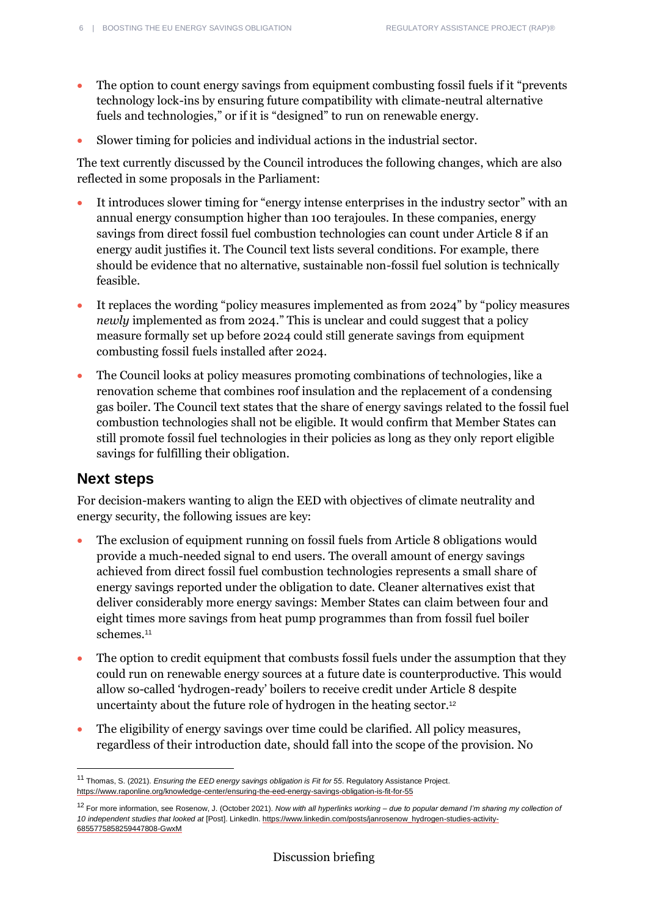- The option to count energy savings from equipment combusting fossil fuels if it "prevents technology lock-ins by ensuring future compatibility with climate-neutral alternative fuels and technologies," or if it is "designed" to run on renewable energy.
- Slower timing for policies and individual actions in the industrial sector.

The text currently discussed by the Council introduces the following changes, which are also reflected in some proposals in the Parliament:

- It introduces slower timing for "energy intense enterprises in the industry sector" with an annual energy consumption higher than 100 terajoules. In these companies, energy savings from direct fossil fuel combustion technologies can count under Article 8 if an energy audit justifies it. The Council text lists several conditions. For example, there should be evidence that no alternative, sustainable non-fossil fuel solution is technically feasible.
- It replaces the wording "policy measures implemented as from 2024" by "policy measures *newly* implemented as from 2024." This is unclear and could suggest that a policy measure formally set up before 2024 could still generate savings from equipment combusting fossil fuels installed after 2024.
- The Council looks at policy measures promoting combinations of technologies, like a renovation scheme that combines roof insulation and the replacement of a condensing gas boiler. The Council text states that the share of energy savings related to the fossil fuel combustion technologies shall not be eligible. It would confirm that Member States can still promote fossil fuel technologies in their policies as long as they only report eligible savings for fulfilling their obligation.

## Next steps

For decision-makers wanting to align the EED with objectives of climate neutrality and energy security, the following issues are key:

- The exclusion of equipment running on fossil fuels from Article 8 obligations would provide a much-needed signal to end users. The overall amount of energy savings achieved from direct fossil fuel combustion technologies represents a small share of energy savings reported under the obligation to date. Cleaner alternatives exist that deliver considerably more energy savings: Member States can claim between four and eight times more savings from heat pump programmes than from fossil fuel boiler schemes.[11]
- The option to credit equipment that combusts fossil fuels under the assumption that they could run on renewable energy sources at a future date is counterproductive. This would allow so-called 'hydrogen-ready' boilers to receive credit under Article 8 despite uncertainty about the future role of hydrogen in the heating sector.[12]
- The eligibility of energy savings over time could be clarified. All policy measures, regardless of their introduction date, should fall into the scope of the provision. No

---

[11] Thomas, S. (2021). *Ensuring the EED energy savings obligation is Fit for 55*. Regulatory Assistance Project. https://www.raponline.org/knowledge-center/ensuring-the-eed-energy-savings-obligation-is-fit-for-55

[12] For more information, see Rosenow, J. (October 2021). *Now with all hyperlinks working – due to popular demand I'm sharing my collection of 10 independent studies that looked at* [Post]. LinkedIn. https://www.linkedin.com/posts/janrosenow_hydrogen-studies-activity-6855775858259447808-GwxM

Discussion briefing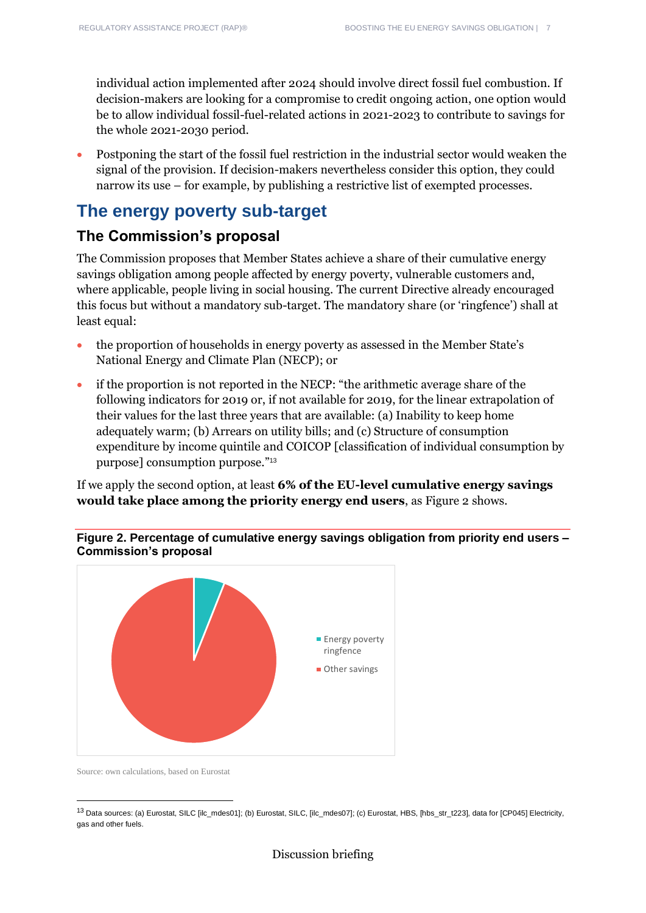individual action implemented after 2024 should involve direct fossil fuel combustion. If decision-makers are looking for a compromise to credit ongoing action, one option would be to allow individual fossil-fuel-related actions in 2021-2023 to contribute to savings for the whole 2021-2030 period.

- Postponing the start of the fossil fuel restriction in the industrial sector would weaken the signal of the provision. If decision-makers nevertheless consider this option, they could narrow its use – for example, by publishing a restrictive list of exempted processes.

## The energy poverty sub-target

### The Commission's proposal

The Commission proposes that Member States achieve a share of their cumulative energy savings obligation among people affected by energy poverty, vulnerable customers and, where applicable, people living in social housing. The current Directive already encouraged this focus but without a mandatory sub-target. The mandatory share (or 'ringfence') shall at least equal:

- the proportion of households in energy poverty as assessed in the Member State's National Energy and Climate Plan (NECP); or
- if the proportion is not reported in the NECP: "the arithmetic average share of the following indicators for 2019 or, if not available for 2019, for the linear extrapolation of their values for the last three years that are available: (a) Inability to keep home adequately warm; (b) Arrears on utility bills; and (c) Structure of consumption expenditure by income quintile and COICOP [classification of individual consumption by purpose] consumption purpose."[13]

If we apply the second option, at least **6% of the EU-level cumulative energy savings would take place among the priority energy end users**, as Figure 2 shows.

**Figure 2. Percentage of cumulative energy savings obligation from priority end users – Commission's proposal**

Energy poverty ringfence

Other savings

Source: own calculations, based on Eurostat

[13] Data sources: (a) Eurostat, SILC [ilc_mdes01]; (b) Eurostat, SILC, [ilc_mdes07]; (c) Eurostat, HBS, [hbs_str_t223], data for [CP045] Electricity, gas and other fuels.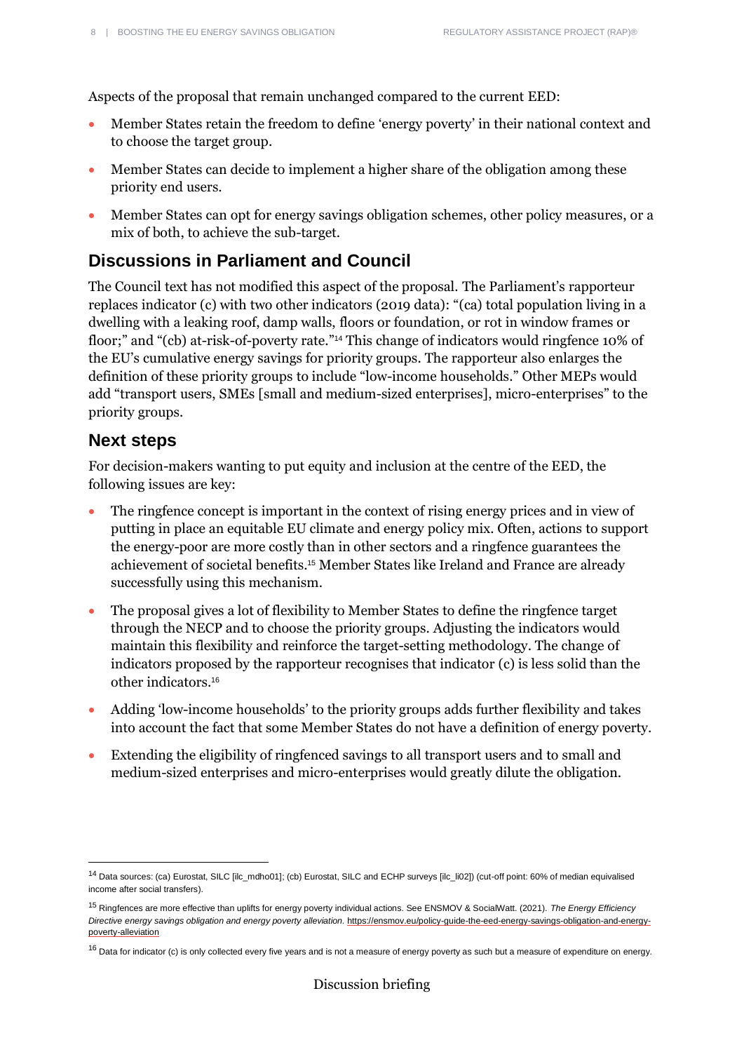Aspects of the proposal that remain unchanged compared to the current EED:

- Member States retain the freedom to define 'energy poverty' in their national context and to choose the target group.
- Member States can decide to implement a higher share of the obligation among these priority end users.
- Member States can opt for energy savings obligation schemes, other policy measures, or a mix of both, to achieve the sub-target.

## Discussions in Parliament and Council

The Council text has not modified this aspect of the proposal. The Parliament's rapporteur replaces indicator (c) with two other indicators (2019 data): "(ca) total population living in a dwelling with a leaking roof, damp walls, floors or foundation, or rot in window frames or floor;" and "(cb) at-risk-of-poverty rate."[14] This change of indicators would ringfence 10% of the EU's cumulative energy savings for priority groups. The rapporteur also enlarges the definition of these priority groups to include "low-income households." Other MEPs would add "transport users, SMEs [small and medium-sized enterprises], micro-enterprises" to the priority groups.

## Next steps

For decision-makers wanting to put equity and inclusion at the centre of the EED, the following issues are key:

- The ringfence concept is important in the context of rising energy prices and in view of putting in place an equitable EU climate and energy policy mix. Often, actions to support the energy-poor are more costly than in other sectors and a ringfence guarantees the achievement of societal benefits.[15] Member States like Ireland and France are already successfully using this mechanism.
- The proposal gives a lot of flexibility to Member States to define the ringfence target through the NECP and to choose the priority groups. Adjusting the indicators would maintain this flexibility and reinforce the target-setting methodology. The change of indicators proposed by the rapporteur recognises that indicator (c) is less solid than the other indicators.[16]
- Adding 'low-income households' to the priority groups adds further flexibility and takes into account the fact that some Member States do not have a definition of energy poverty.
- Extending the eligibility of ringfenced savings to all transport users and to small and medium-sized enterprises and micro-enterprises would greatly dilute the obligation.

---

[14] Data sources: (ca) Eurostat, SILC [ilc_mdho01]; (cb) Eurostat, SILC and ECHP surveys [ilc_li02]) (cut-off point: 60% of median equivalised income after social transfers).

[15] Ringfences are more effective than uplifts for energy poverty individual actions. See ENSMOV & SocialWatt. (2021). *The Energy Efficiency Directive energy savings obligation and energy poverty alleviation.* https://ensmov.eu/policy-guide-the-eed-energy-savings-obligation-and-energy-poverty-alleviation

[16] Data for indicator (c) is only collected every five years and is not a measure of energy poverty as such but a measure of expenditure on energy.

Discussion briefing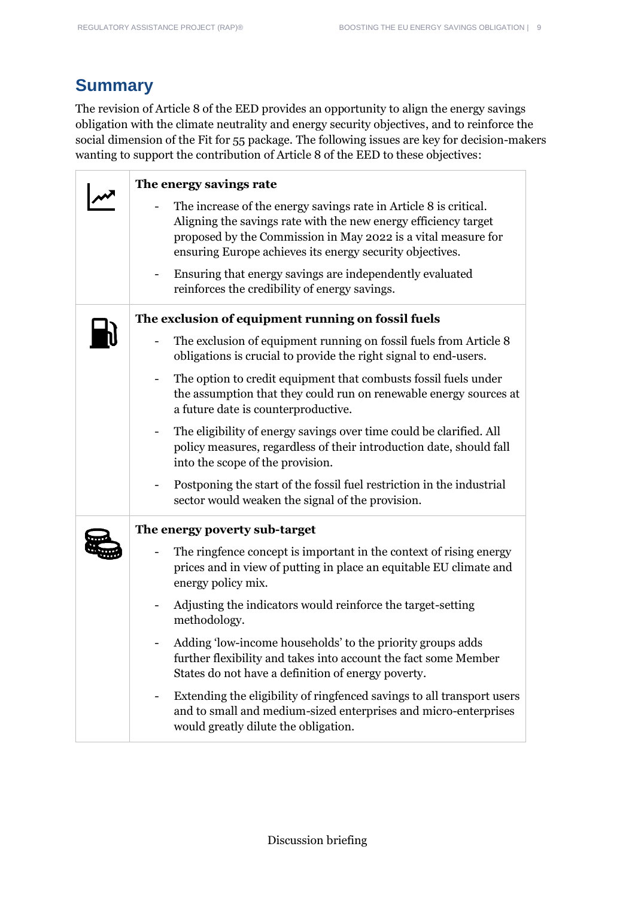## Summary

The revision of Article 8 of the EED provides an opportunity to align the energy savings obligation with the climate neutrality and energy security objectives, and to reinforce the social dimension of the Fit for 55 package. The following issues are key for decision-makers wanting to support the contribution of Article 8 of the EED to these objectives:

**The energy savings rate**

- The increase of the energy savings rate in Article 8 is critical. Aligning the savings rate with the new energy efficiency target proposed by the Commission in May 2022 is a vital measure for ensuring Europe achieves its energy security objectives.
- Ensuring that energy savings are independently evaluated reinforces the credibility of energy savings.

**The exclusion of equipment running on fossil fuels**

- The exclusion of equipment running on fossil fuels from Article 8 obligations is crucial to provide the right signal to end-users.
- The option to credit equipment that combusts fossil fuels under the assumption that they could run on renewable energy sources at a future date is counterproductive.
- The eligibility of energy savings over time could be clarified. All policy measures, regardless of their introduction date, should fall into the scope of the provision.
- Postponing the start of the fossil fuel restriction in the industrial sector would weaken the signal of the provision.

**The energy poverty sub-target**

- The ringfence concept is important in the context of rising energy prices and in view of putting in place an equitable EU climate and energy policy mix.
- Adjusting the indicators would reinforce the target-setting methodology.
- Adding 'low-income households' to the priority groups adds further flexibility and takes into account the fact some Member States do not have a definition of energy poverty.
- Extending the eligibility of ringfenced savings to all transport users and to small and medium-sized enterprises and micro-enterprises would greatly dilute the obligation.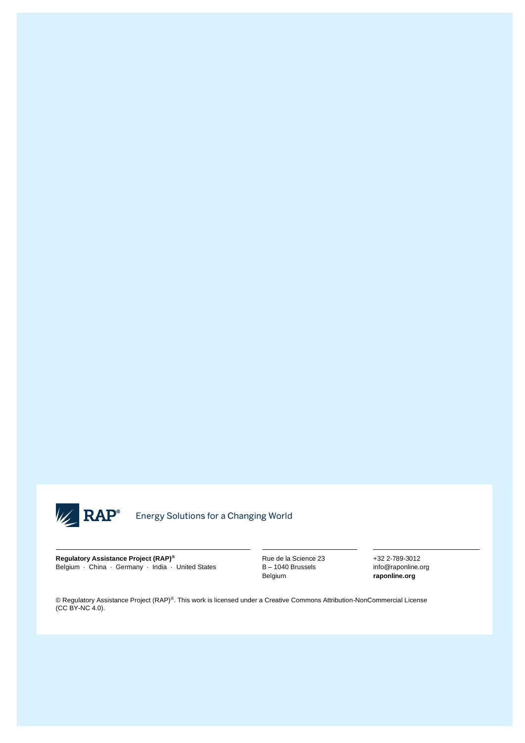RAP® Energy Solutions for a Changing World

**Regulatory Assistance Project (RAP)®**
Belgium · China · Germany · India · United States

Rue de la Science 23
B – 1040 Brussels
Belgium

+32 2-789-3012
info@raponline.org
**raponline.org**

© Regulatory Assistance Project (RAP)®. This work is licensed under a Creative Commons Attribution-NonCommercial License (CC BY-NC 4.0).